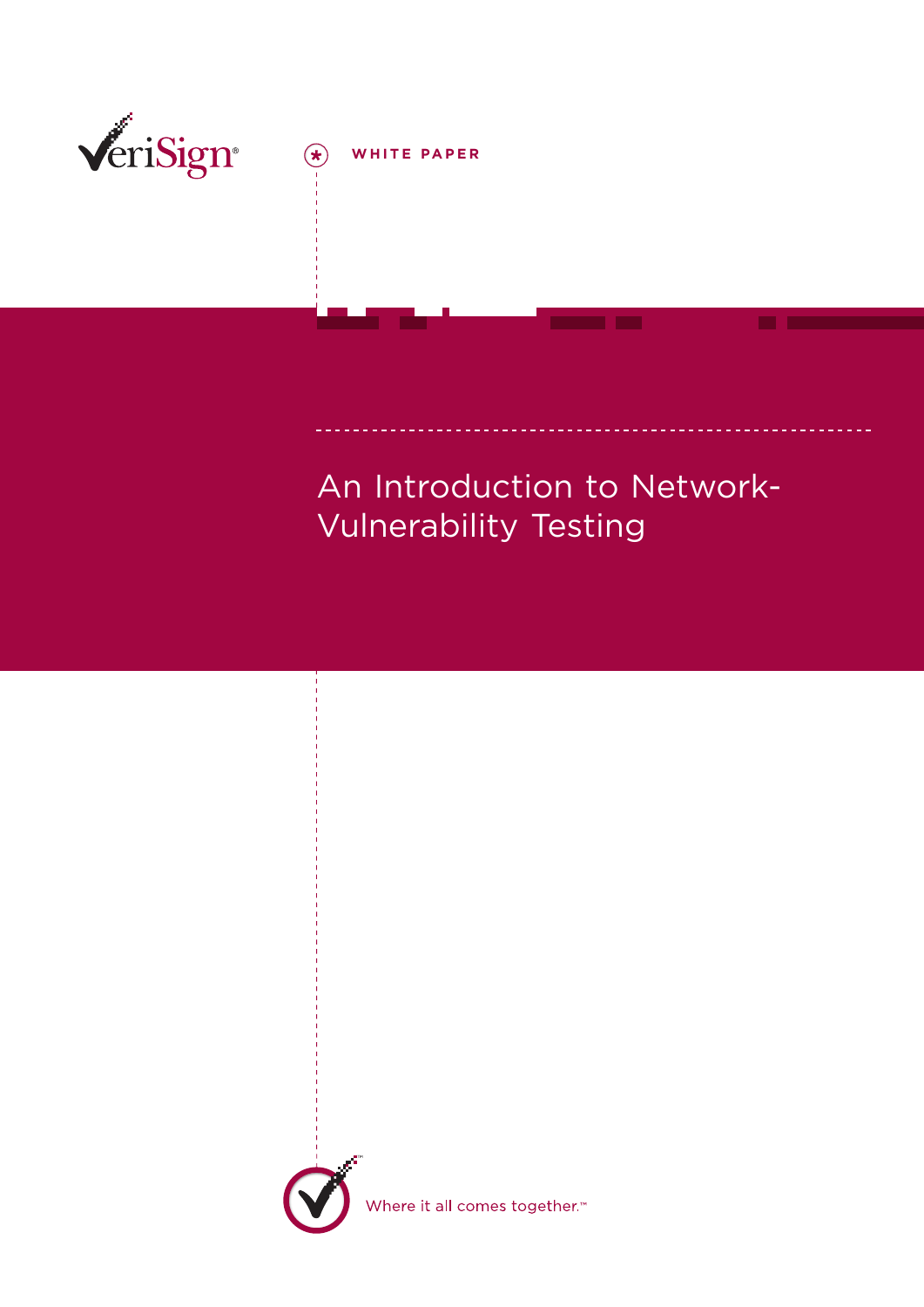VeriSign®

WHITE PAPER

# An Introduction to Network-Vulnerability Testing

Where it all comes together.™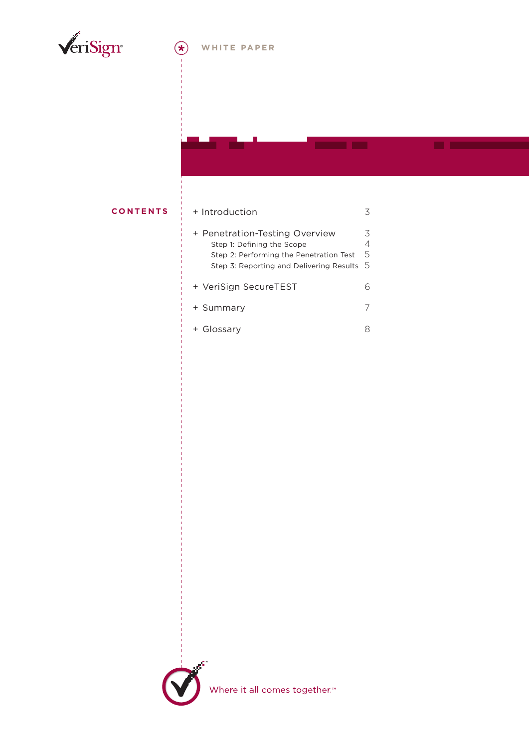WHITE PAPER

## CONTENTS

| | |
|---|---|
| + Introduction | 3 |
| + Penetration-Testing Overview | 3 |
| Step 1: Defining the Scope | 4 |
| Step 2: Performing the Penetration Test | 5 |
| Step 3: Reporting and Delivering Results | 5 |
| + VeriSign SecureTEST | 6 |
| + Summary | 7 |
| + Glossary | 8 |

Where it all comes together.™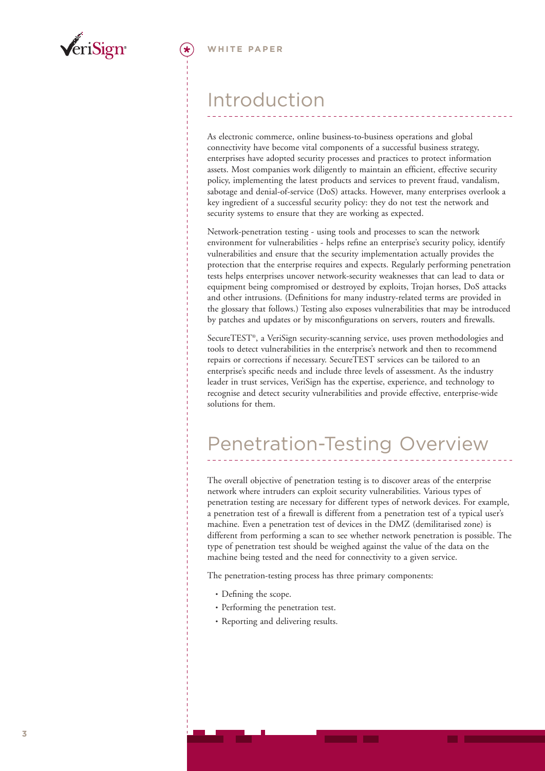# Introduction

As electronic commerce, online business-to-business operations and global connectivity have become vital components of a successful business strategy, enterprises have adopted security processes and practices to protect information assets. Most companies work diligently to maintain an efficient, effective security policy, implementing the latest products and services to prevent fraud, vandalism, sabotage and denial-of-service (DoS) attacks. However, many enterprises overlook a key ingredient of a successful security policy: they do not test the network and security systems to ensure that they are working as expected.

Network-penetration testing - using tools and processes to scan the network environment for vulnerabilities - helps refine an enterprise's security policy, identify vulnerabilities and ensure that the security implementation actually provides the protection that the enterprise requires and expects. Regularly performing penetration tests helps enterprises uncover network-security weaknesses that can lead to data or equipment being compromised or destroyed by exploits, Trojan horses, DoS attacks and other intrusions. (Definitions for many industry-related terms are provided in the glossary that follows.) Testing also exposes vulnerabilities that may be introduced by patches and updates or by misconfigurations on servers, routers and firewalls.

SecureTEST®, a VeriSign security-scanning service, uses proven methodologies and tools to detect vulnerabilities in the enterprise's network and then to recommend repairs or corrections if necessary. SecureTEST services can be tailored to an enterprise's specific needs and include three levels of assessment. As the industry leader in trust services, VeriSign has the expertise, experience, and technology to recognise and detect security vulnerabilities and provide effective, enterprise-wide solutions for them.

# Penetration-Testing Overview

The overall objective of penetration testing is to discover areas of the enterprise network where intruders can exploit security vulnerabilities. Various types of penetration testing are necessary for different types of network devices. For example, a penetration test of a firewall is different from a penetration test of a typical user's machine. Even a penetration test of devices in the DMZ (demilitarised zone) is different from performing a scan to see whether network penetration is possible. The type of penetration test should be weighed against the value of the data on the machine being tested and the need for connectivity to a given service.

The penetration-testing process has three primary components:

- Defining the scope.
- Performing the penetration test.
- Reporting and delivering results.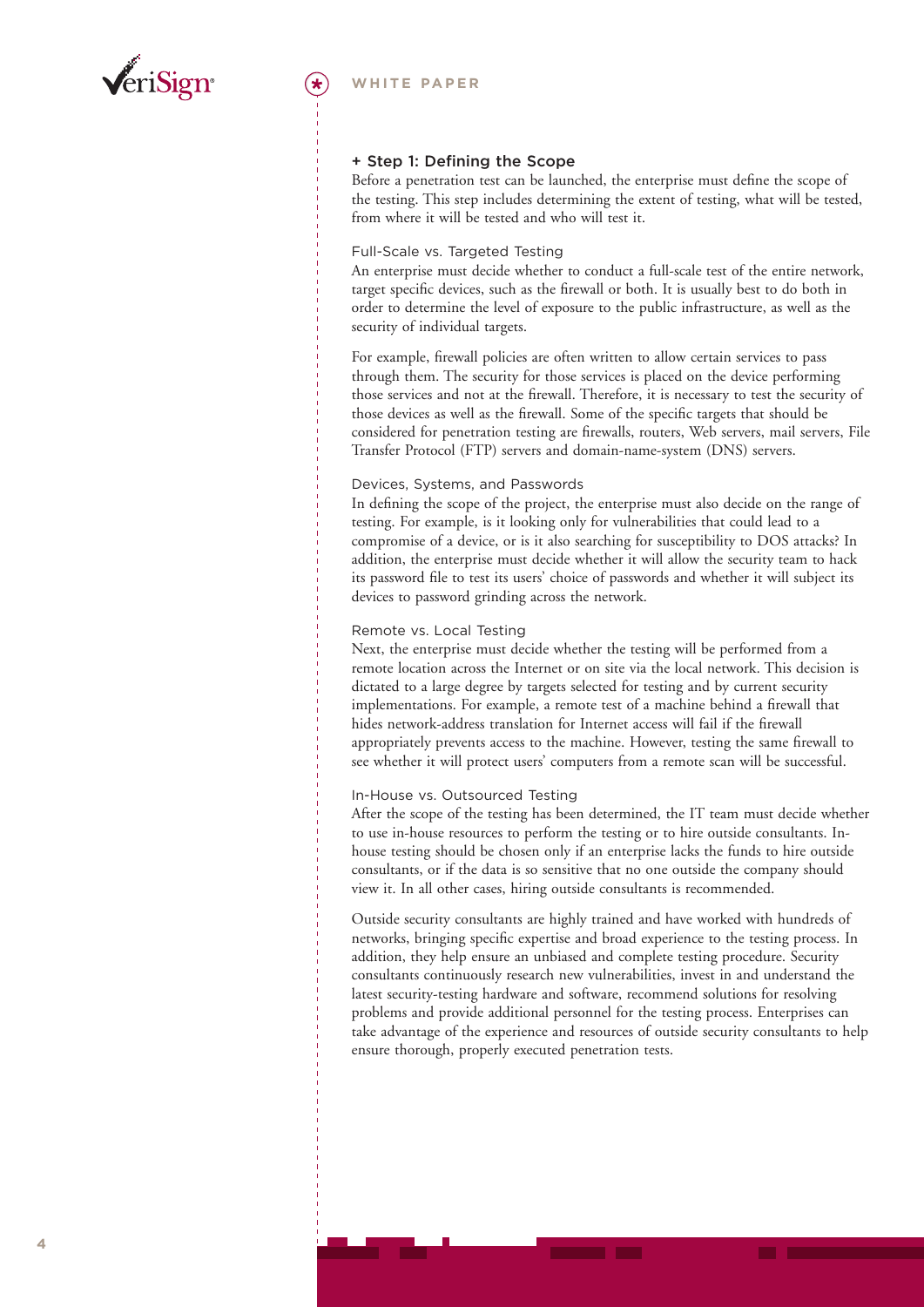## + Step 1: Defining the Scope

Before a penetration test can be launched, the enterprise must define the scope of the testing. This step includes determining the extent of testing, what will be tested, from where it will be tested and who will test it.

### Full-Scale vs. Targeted Testing

An enterprise must decide whether to conduct a full-scale test of the entire network, target specific devices, such as the firewall or both. It is usually best to do both in order to determine the level of exposure to the public infrastructure, as well as the security of individual targets.

For example, firewall policies are often written to allow certain services to pass through them. The security for those services is placed on the device performing those services and not at the firewall. Therefore, it is necessary to test the security of those devices as well as the firewall. Some of the specific targets that should be considered for penetration testing are firewalls, routers, Web servers, mail servers, File Transfer Protocol (FTP) servers and domain-name-system (DNS) servers.

### Devices, Systems, and Passwords

In defining the scope of the project, the enterprise must also decide on the range of testing. For example, is it looking only for vulnerabilities that could lead to a compromise of a device, or is it also searching for susceptibility to DOS attacks? In addition, the enterprise must decide whether it will allow the security team to hack its password file to test its users' choice of passwords and whether it will subject its devices to password grinding across the network.

### Remote vs. Local Testing

Next, the enterprise must decide whether the testing will be performed from a remote location across the Internet or on site via the local network. This decision is dictated to a large degree by targets selected for testing and by current security implementations. For example, a remote test of a machine behind a firewall that hides network-address translation for Internet access will fail if the firewall appropriately prevents access to the machine. However, testing the same firewall to see whether it will protect users' computers from a remote scan will be successful.

### In-House vs. Outsourced Testing

After the scope of the testing has been determined, the IT team must decide whether to use in-house resources to perform the testing or to hire outside consultants. In-house testing should be chosen only if an enterprise lacks the funds to hire outside consultants, or if the data is so sensitive that no one outside the company should view it. In all other cases, hiring outside consultants is recommended.

Outside security consultants are highly trained and have worked with hundreds of networks, bringing specific expertise and broad experience to the testing process. In addition, they help ensure an unbiased and complete testing procedure. Security consultants continuously research new vulnerabilities, invest in and understand the latest security-testing hardware and software, recommend solutions for resolving problems and provide additional personnel for the testing process. Enterprises can take advantage of the experience and resources of outside security consultants to help ensure thorough, properly executed penetration tests.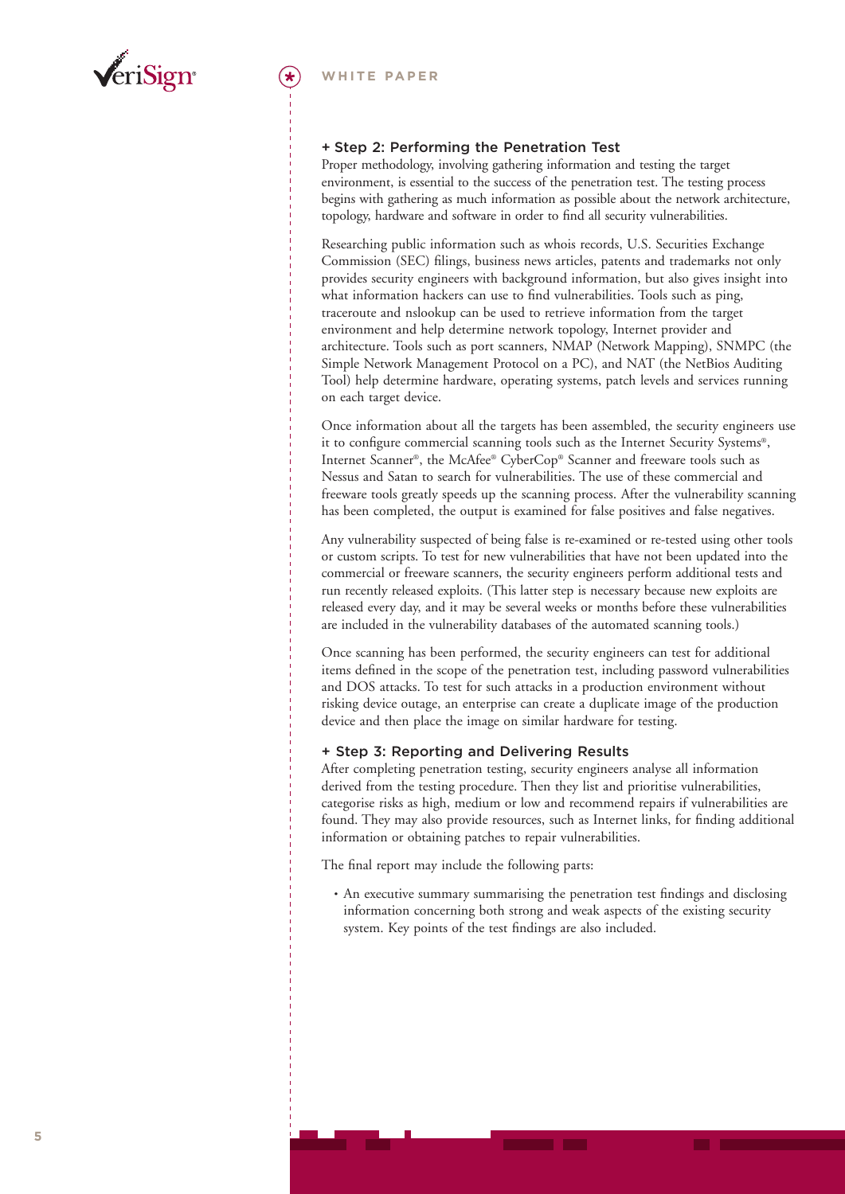### + Step 2: Performing the Penetration Test

Proper methodology, involving gathering information and testing the target environment, is essential to the success of the penetration test. The testing process begins with gathering as much information as possible about the network architecture, topology, hardware and software in order to find all security vulnerabilities.

Researching public information such as whois records, U.S. Securities Exchange Commission (SEC) filings, business news articles, patents and trademarks not only provides security engineers with background information, but also gives insight into what information hackers can use to find vulnerabilities. Tools such as ping, traceroute and nslookup can be used to retrieve information from the target environment and help determine network topology, Internet provider and architecture. Tools such as port scanners, NMAP (Network Mapping), SNMPC (the Simple Network Management Protocol on a PC), and NAT (the NetBios Auditing Tool) help determine hardware, operating systems, patch levels and services running on each target device.

Once information about all the targets has been assembled, the security engineers use it to configure commercial scanning tools such as the Internet Security Systems®, Internet Scanner®, the McAfee® CyberCop® Scanner and freeware tools such as Nessus and Satan to search for vulnerabilities. The use of these commercial and freeware tools greatly speeds up the scanning process. After the vulnerability scanning has been completed, the output is examined for false positives and false negatives.

Any vulnerability suspected of being false is re-examined or re-tested using other tools or custom scripts. To test for new vulnerabilities that have not been updated into the commercial or freeware scanners, the security engineers perform additional tests and run recently released exploits. (This latter step is necessary because new exploits are released every day, and it may be several weeks or months before these vulnerabilities are included in the vulnerability databases of the automated scanning tools.)

Once scanning has been performed, the security engineers can test for additional items defined in the scope of the penetration test, including password vulnerabilities and DOS attacks. To test for such attacks in a production environment without risking device outage, an enterprise can create a duplicate image of the production device and then place the image on similar hardware for testing.

### + Step 3: Reporting and Delivering Results

After completing penetration testing, security engineers analyse all information derived from the testing procedure. Then they list and prioritise vulnerabilities, categorise risks as high, medium or low and recommend repairs if vulnerabilities are found. They may also provide resources, such as Internet links, for finding additional information or obtaining patches to repair vulnerabilities.

The final report may include the following parts:

- An executive summary summarising the penetration test findings and disclosing information concerning both strong and weak aspects of the existing security system. Key points of the test findings are also included.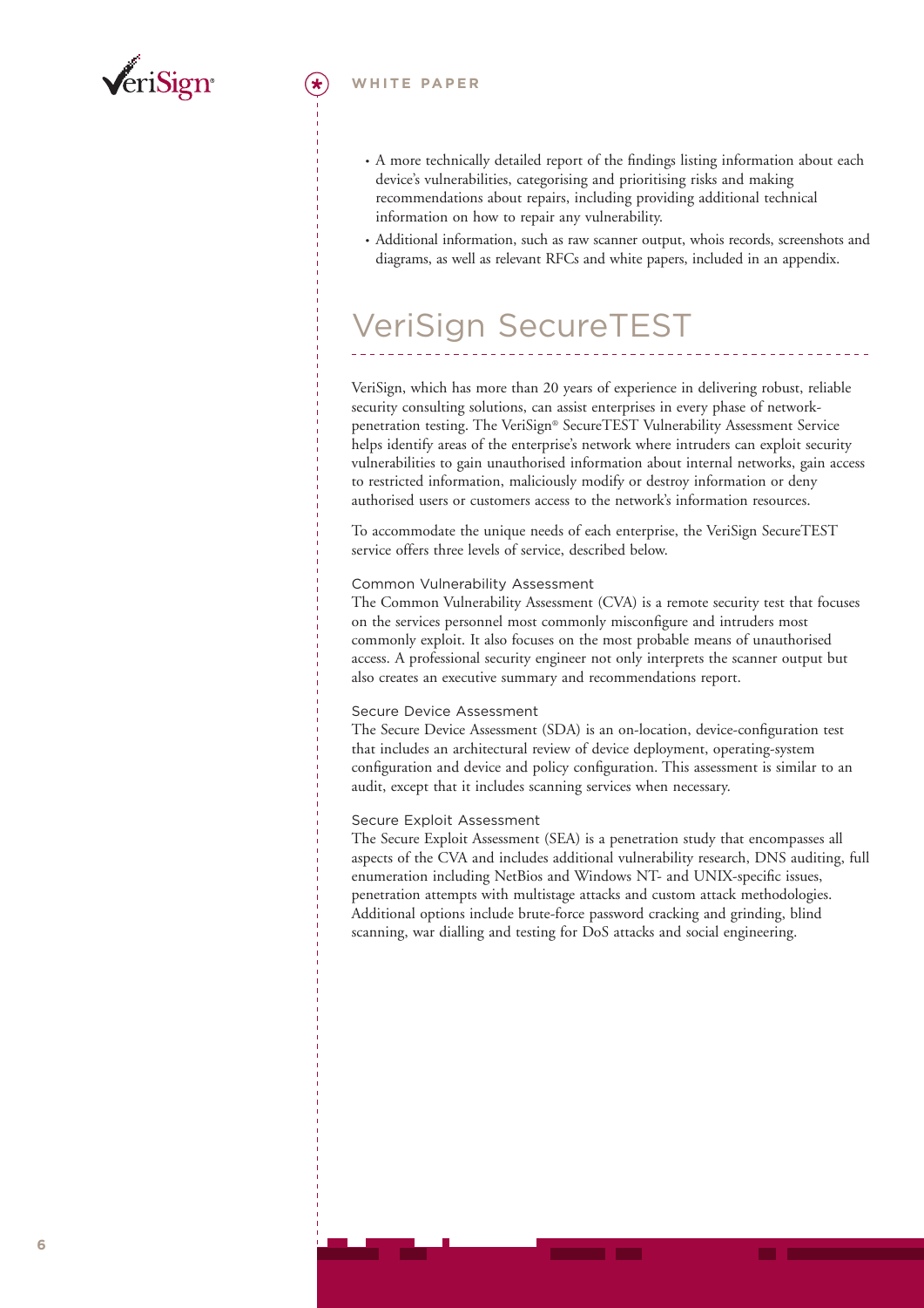- A more technically detailed report of the findings listing information about each device's vulnerabilities, categorising and prioritising risks and making recommendations about repairs, including providing additional technical information on how to repair any vulnerability.
- Additional information, such as raw scanner output, whois records, screenshots and diagrams, as well as relevant RFCs and white papers, included in an appendix.

# VeriSign SecureTEST

VeriSign, which has more than 20 years of experience in delivering robust, reliable security consulting solutions, can assist enterprises in every phase of network-penetration testing. The VeriSign® SecureTEST Vulnerability Assessment Service helps identify areas of the enterprise's network where intruders can exploit security vulnerabilities to gain unauthorised information about internal networks, gain access to restricted information, maliciously modify or destroy information or deny authorised users or customers access to the network's information resources.

To accommodate the unique needs of each enterprise, the VeriSign SecureTEST service offers three levels of service, described below.

### Common Vulnerability Assessment

The Common Vulnerability Assessment (CVA) is a remote security test that focuses on the services personnel most commonly misconfigure and intruders most commonly exploit. It also focuses on the most probable means of unauthorised access. A professional security engineer not only interprets the scanner output but also creates an executive summary and recommendations report.

### Secure Device Assessment

The Secure Device Assessment (SDA) is an on-location, device-configuration test that includes an architectural review of device deployment, operating-system configuration and device and policy configuration. This assessment is similar to an audit, except that it includes scanning services when necessary.

### Secure Exploit Assessment

The Secure Exploit Assessment (SEA) is a penetration study that encompasses all aspects of the CVA and includes additional vulnerability research, DNS auditing, full enumeration including NetBios and Windows NT- and UNIX-specific issues, penetration attempts with multistage attacks and custom attack methodologies. Additional options include brute-force password cracking and grinding, blind scanning, war dialling and testing for DoS attacks and social engineering.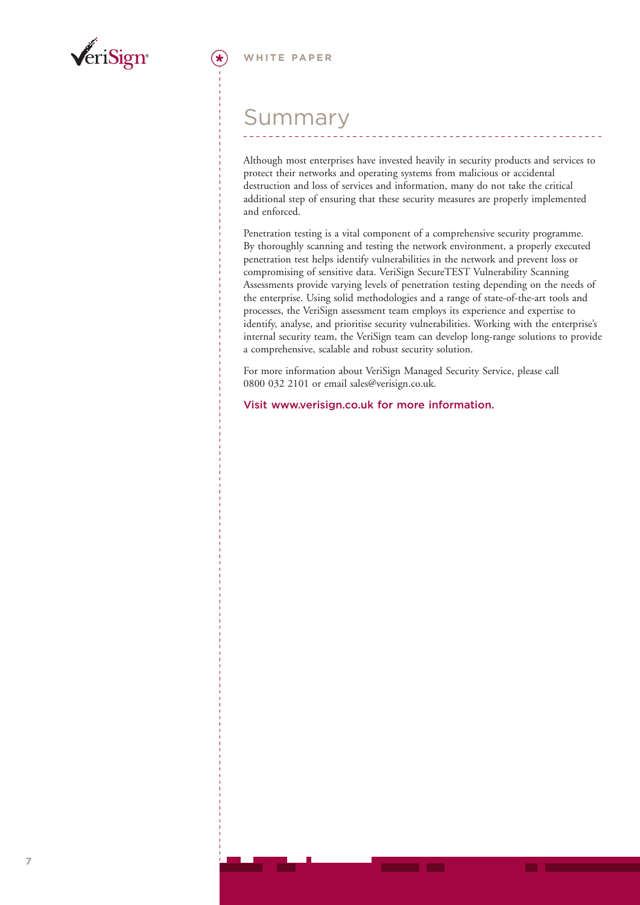# Summary

Although most enterprises have invested heavily in security products and services to protect their networks and operating systems from malicious or accidental destruction and loss of services and information, many do not take the critical additional step of ensuring that these security measures are properly implemented and enforced.

Penetration testing is a vital component of a comprehensive security programme. By thoroughly scanning and testing the network environment, a properly executed penetration test helps identify vulnerabilities in the network and prevent loss or compromising of sensitive data. VeriSign SecureTEST Vulnerability Scanning Assessments provide varying levels of penetration testing depending on the needs of the enterprise. Using solid methodologies and a range of state-of-the-art tools and processes, the VeriSign assessment team employs its experience and expertise to identify, analyse, and prioritise security vulnerabilities. Working with the enterprise's internal security team, the VeriSign team can develop long-range solutions to provide a comprehensive, scalable and robust security solution.

For more information about VeriSign Managed Security Service, please call 0800 032 2101 or email sales@verisign.co.uk.

Visit www.verisign.co.uk for more information.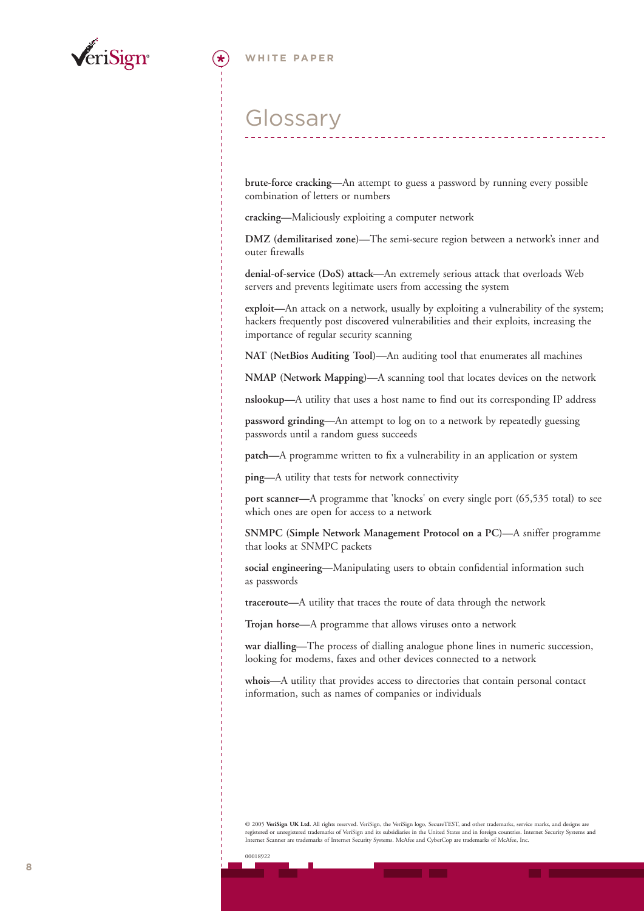# Glossary

**brute-force cracking**—An attempt to guess a password by running every possible combination of letters or numbers

**cracking**—Maliciously exploiting a computer network

**DMZ (demilitarised zone)**—The semi-secure region between a network's inner and outer firewalls

**denial-of-service (DoS) attack**—An extremely serious attack that overloads Web servers and prevents legitimate users from accessing the system

**exploit**—An attack on a network, usually by exploiting a vulnerability of the system; hackers frequently post discovered vulnerabilities and their exploits, increasing the importance of regular security scanning

**NAT (NetBios Auditing Tool)**—An auditing tool that enumerates all machines

**NMAP (Network Mapping)**—A scanning tool that locates devices on the network

**nslookup**—A utility that uses a host name to find out its corresponding IP address

**password grinding**—An attempt to log on to a network by repeatedly guessing passwords until a random guess succeeds

**patch**—A programme written to fix a vulnerability in an application or system

**ping**—A utility that tests for network connectivity

**port scanner**—A programme that 'knocks' on every single port (65,535 total) to see which ones are open for access to a network

**SNMPC (Simple Network Management Protocol on a PC)**—A sniffer programme that looks at SNMPC packets

**social engineering**—Manipulating users to obtain confidential information such as passwords

**traceroute**—A utility that traces the route of data through the network

**Trojan horse**—A programme that allows viruses onto a network

**war dialling**—The process of dialling analogue phone lines in numeric succession, looking for modems, faxes and other devices connected to a network

**whois**—A utility that provides access to directories that contain personal contact information, such as names of companies or individuals

© 2005 **VeriSign UK Ltd**. All rights reserved. VeriSign, the VeriSign logo, SecureTEST, and other trademarks, service marks, and designs are registered or unregistered trademarks of VeriSign and its subsidiaries in the United States and in foreign countries. Internet Security Systems and Internet Scanner are trademarks of Internet Security Systems. McAfee and CyberCop are trademarks of McAfee, Inc.

00018922